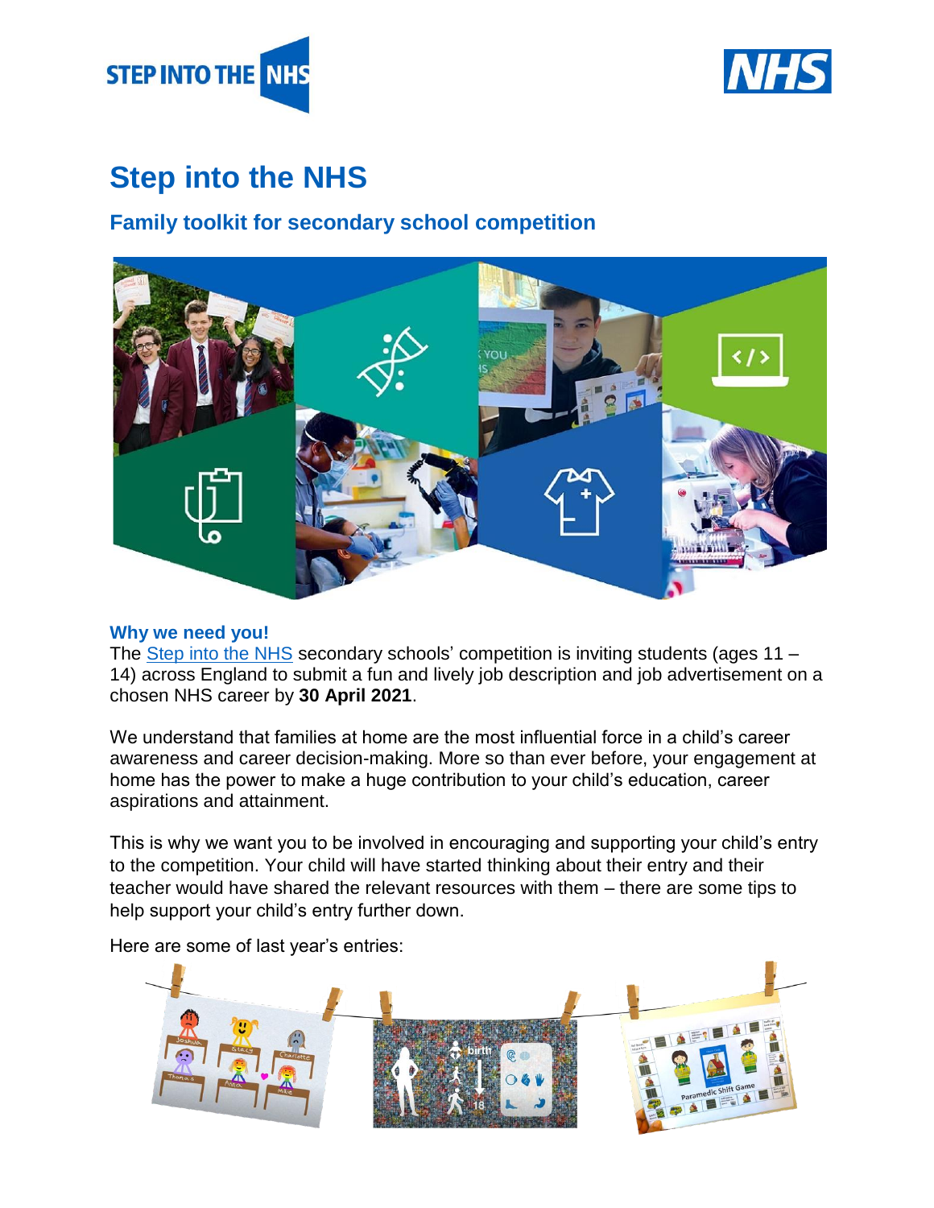# Step into the NHS

## Family toolkit for secondary school competition

### Why we need you!

The [Step into the NHS](Step into the NHS) secondary schools' competition is inviting students (ages 11 – 14) across England to submit a fun and lively job description and job advertisement on a chosen NHS career by **30 April 2021**.

We understand that families at home are the most influential force in a child's career awareness and career decision-making. More so than ever before, your engagement at home has the power to make a huge contribution to your child's education, career aspirations and attainment.

This is why we want you to be involved in encouraging and supporting your child's entry to the competition. Your child will have started thinking about their entry and their teacher would have shared the relevant resources with them – there are some tips to help support your child's entry further down.

Here are some of last year's entries: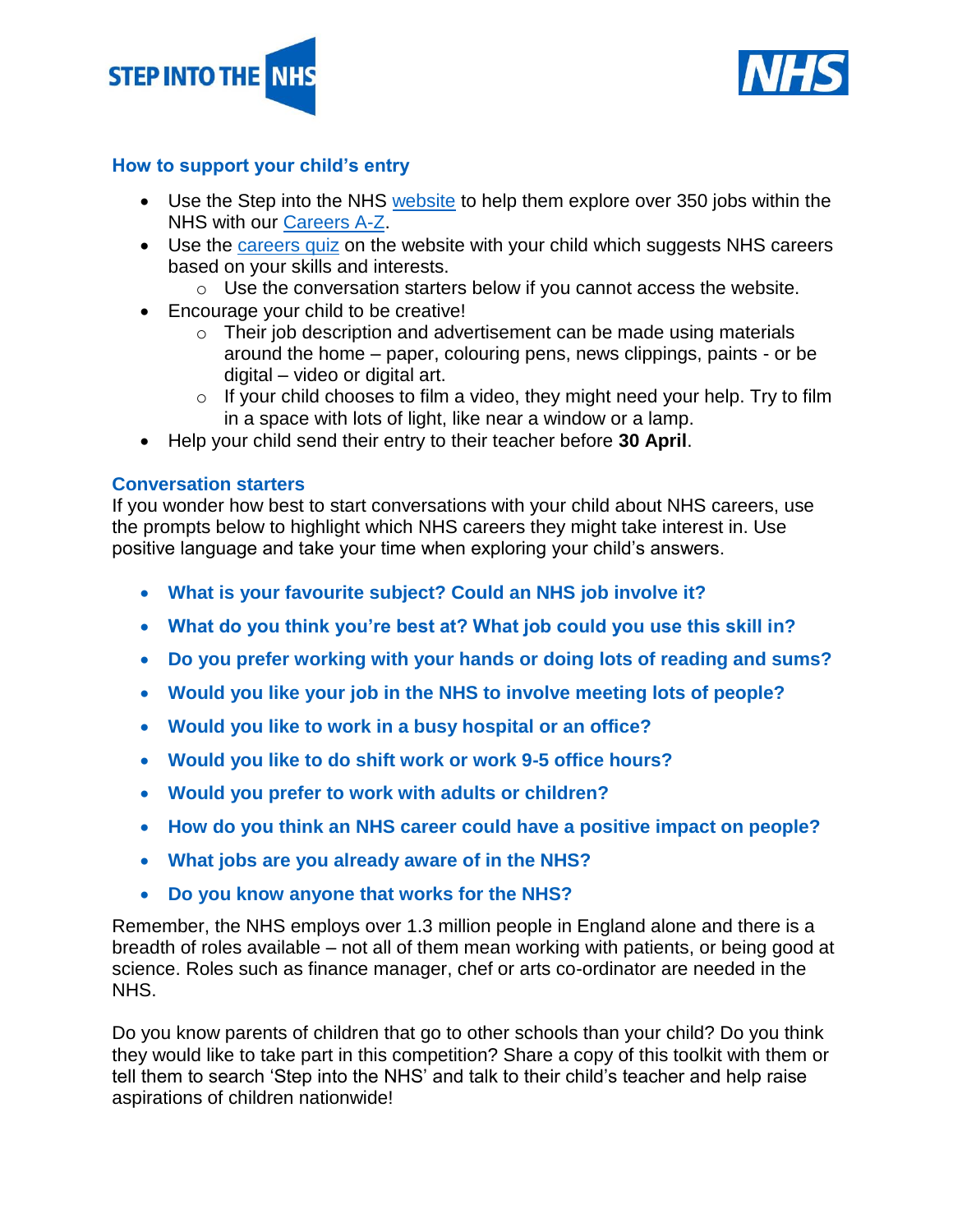## How to support your child's entry

- Use the Step into the NHS website to help them explore over 350 jobs within the NHS with our Careers A-Z.
- Use the careers quiz on the website with your child which suggests NHS careers based on your skills and interests.
  - Use the conversation starters below if you cannot access the website.
- Encourage your child to be creative!
  - Their job description and advertisement can be made using materials around the home – paper, colouring pens, news clippings, paints - or be digital – video or digital art.
  - If your child chooses to film a video, they might need your help. Try to film in a space with lots of light, like near a window or a lamp.
- Help your child send their entry to their teacher before **30 April**.

## Conversation starters

If you wonder how best to start conversations with your child about NHS careers, use the prompts below to highlight which NHS careers they might take interest in. Use positive language and take your time when exploring your child's answers.

- **What is your favourite subject? Could an NHS job involve it?**
- **What do you think you're best at? What job could you use this skill in?**
- **Do you prefer working with your hands or doing lots of reading and sums?**
- **Would you like your job in the NHS to involve meeting lots of people?**
- **Would you like to work in a busy hospital or an office?**
- **Would you like to do shift work or work 9-5 office hours?**
- **Would you prefer to work with adults or children?**
- **How do you think an NHS career could have a positive impact on people?**
- **What jobs are you already aware of in the NHS?**
- **Do you know anyone that works for the NHS?**

Remember, the NHS employs over 1.3 million people in England alone and there is a breadth of roles available – not all of them mean working with patients, or being good at science. Roles such as finance manager, chef or arts co-ordinator are needed in the NHS.

Do you know parents of children that go to other schools than your child? Do you think they would like to take part in this competition? Share a copy of this toolkit with them or tell them to search 'Step into the NHS' and talk to their child's teacher and help raise aspirations of children nationwide!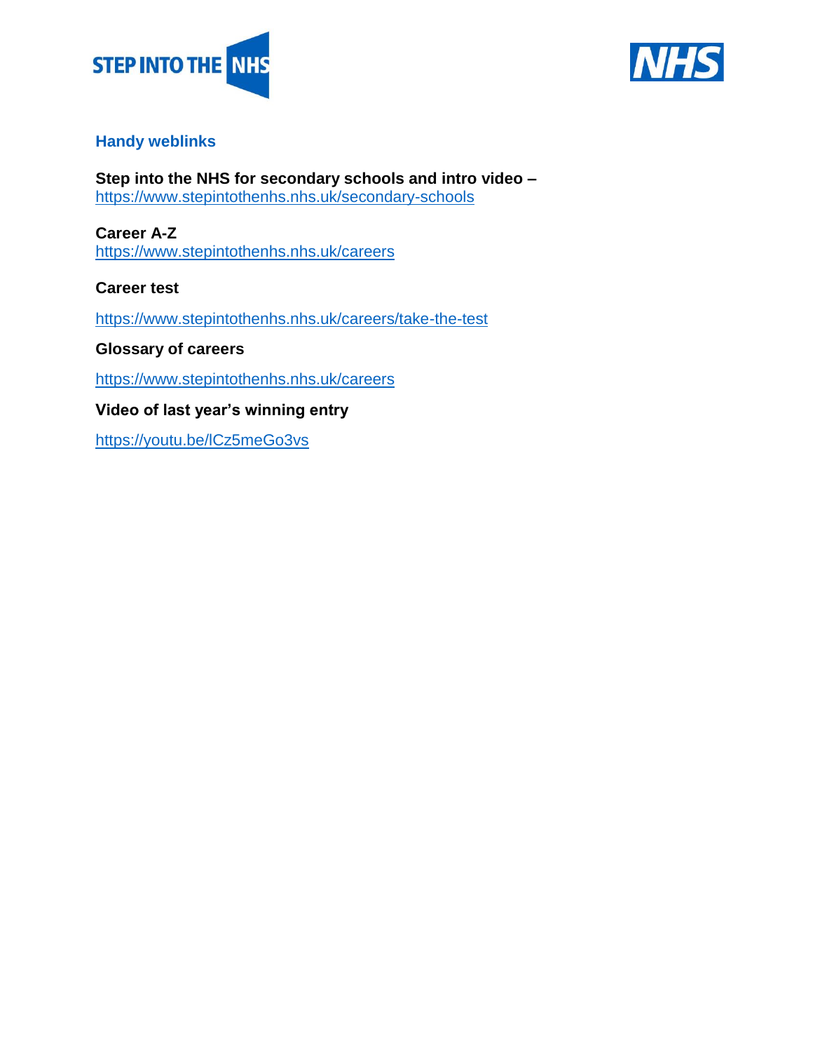## Handy weblinks

**Step into the NHS for secondary schools and intro video –**
https://www.stepintothenhs.nhs.uk/secondary-schools

**Career A-Z**
https://www.stepintothenhs.nhs.uk/careers

**Career test**

https://www.stepintothenhs.nhs.uk/careers/take-the-test

**Glossary of careers**

https://www.stepintothenhs.nhs.uk/careers

**Video of last year's winning entry**

https://youtu.be/lCz5meGo3vs